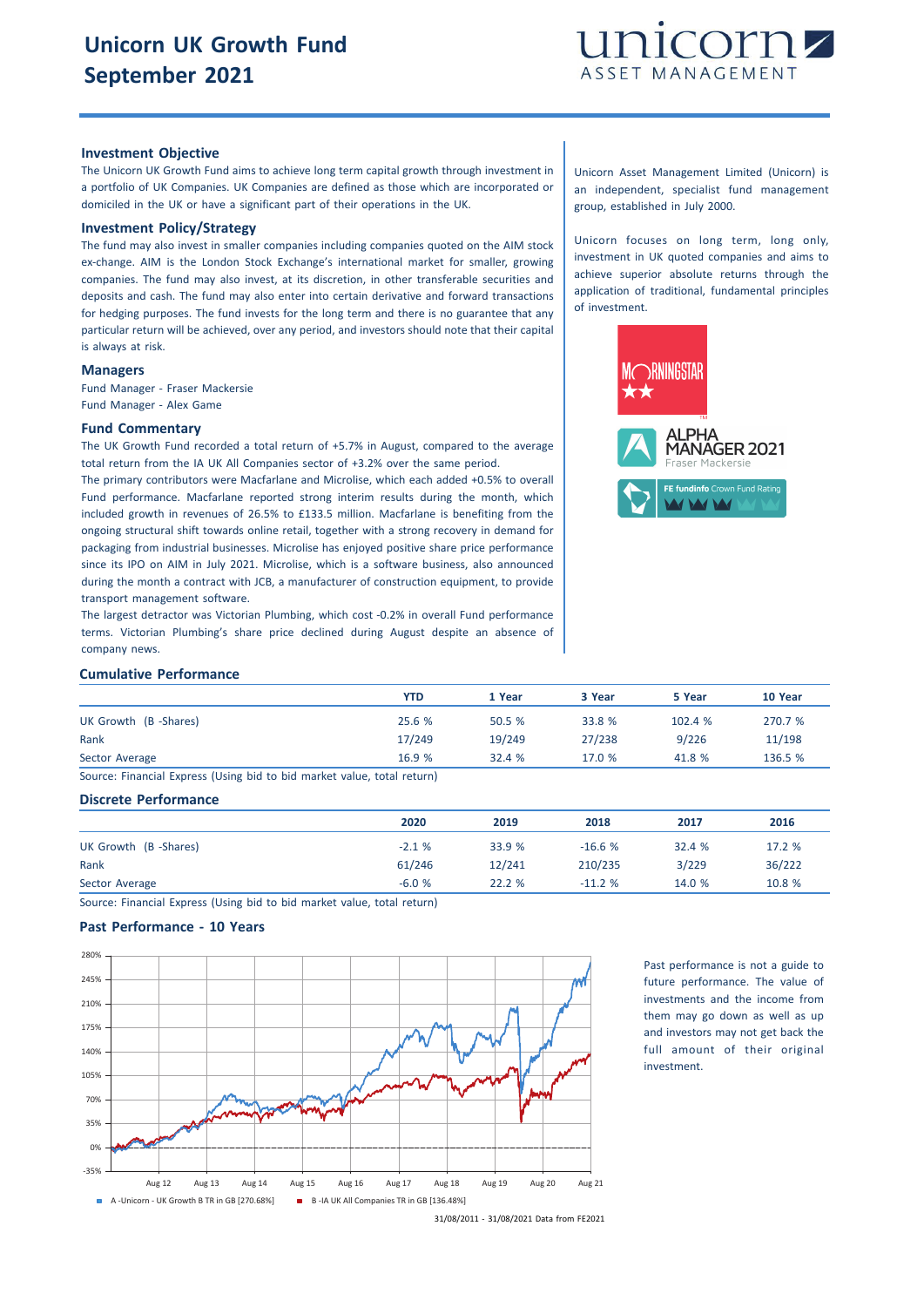# Unicorn UK Growth Fund
# September 2021

unicorn ASSET MANAGEMENT

## Investment Objective

The Unicorn UK Growth Fund aims to achieve long term capital growth through investment in a portfolio of UK Companies. UK Companies are defined as those which are incorporated or domiciled in the UK or have a significant part of their operations in the UK.

## Investment Policy/Strategy

The fund may also invest in smaller companies including companies quoted on the AIM stock ex-change. AIM is the London Stock Exchange's international market for smaller, growing companies. The fund may also invest, at its discretion, in other transferable securities and deposits and cash. The fund may also enter into certain derivative and forward transactions for hedging purposes. The fund invests for the long term and there is no guarantee that any particular return will be achieved, over any period, and investors should note that their capital is always at risk.

## Managers

Fund Manager - Fraser Mackersie
Fund Manager - Alex Game

## Fund Commentary

The UK Growth Fund recorded a total return of +5.7% in August, compared to the average total return from the IA UK All Companies sector of +3.2% over the same period.

The primary contributors were Macfarlane and Microlise, which each added +0.5% to overall Fund performance. Macfarlane reported strong interim results during the month, which included growth in revenues of 26.5% to £133.5 million. Macfarlane is benefiting from the ongoing structural shift towards online retail, together with a strong recovery in demand for packaging from industrial businesses. Microlise has enjoyed positive share price performance since its IPO on AIM in July 2021. Microlise, which is a software business, also announced during the month a contract with JCB, a manufacturer of construction equipment, to provide transport management software.

The largest detractor was Victorian Plumbing, which cost -0.2% in overall Fund performance terms. Victorian Plumbing's share price declined during August despite an absence of company news.

Unicorn Asset Management Limited (Unicorn) is an independent, specialist fund management group, established in July 2000.

Unicorn focuses on long term, long only, investment in UK quoted companies and aims to achieve superior absolute returns through the application of traditional, fundamental principles of investment.

MORNINGSTAR ★★

ALPHA MANAGER 2021 Fraser Mackersie

FE fundinfo Crown Fund Rating

## Cumulative Performance

| | YTD | 1 Year | 3 Year | 5 Year | 10 Year |
|---|---|---|---|---|---|
| UK Growth (B -Shares) | 25.6 % | 50.5 % | 33.8 % | 102.4 % | 270.7 % |
| Rank | 17/249 | 19/249 | 27/238 | 9/226 | 11/198 |
| Sector Average | 16.9 % | 32.4 % | 17.0 % | 41.8 % | 136.5 % |

Source: Financial Express (Using bid to bid market value, total return)

## Discrete Performance

| | 2020 | 2019 | 2018 | 2017 | 2016 |
|---|---|---|---|---|---|
| UK Growth (B -Shares) | -2.1 % | 33.9 % | -16.6 % | 32.4 % | 17.2 % |
| Rank | 61/246 | 12/241 | 210/235 | 3/229 | 36/222 |
| Sector Average | -6.0 % | 22.2 % | -11.2 % | 14.0 % | 10.8 % |

Source: Financial Express (Using bid to bid market value, total return)

## Past Performance - 10 Years

A -Unicorn - UK Growth B TR in GB [270.68%]    B -IA UK All Companies TR in GB [136.48%]

31/08/2011 - 31/08/2021 Data from FE2021

Past performance is not a guide to future performance. The value of investments and the income from them may go down as well as up and investors may not get back the full amount of their original investment.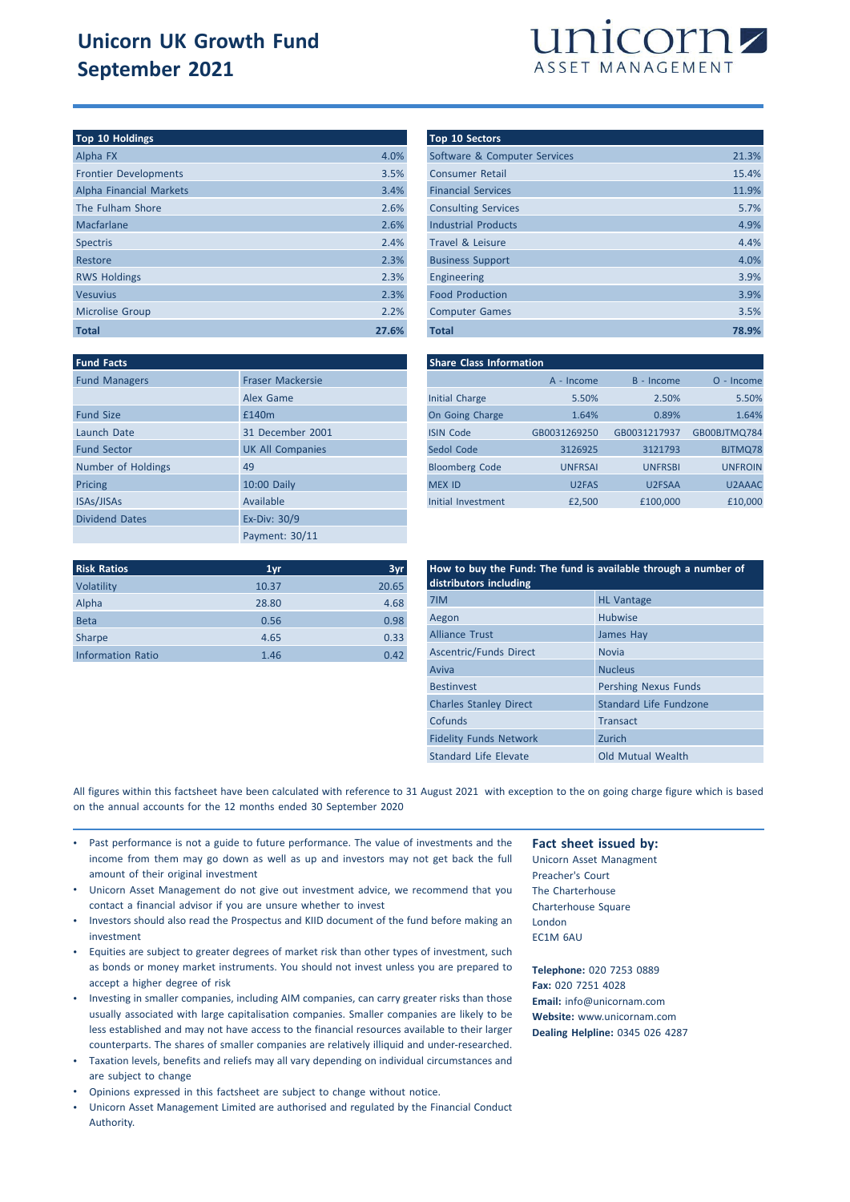# Unicorn UK Growth Fund
# September 2021

unicorn ASSET MANAGEMENT

| Top 10 Holdings | |
|---|---|
| Alpha FX | 4.0% |
| Frontier Developments | 3.5% |
| Alpha Financial Markets | 3.4% |
| The Fulham Shore | 2.6% |
| Macfarlane | 2.6% |
| Spectris | 2.4% |
| Restore | 2.3% |
| RWS Holdings | 2.3% |
| Vesuvius | 2.3% |
| Microlise Group | 2.2% |
| **Total** | **27.6%** |

| Top 10 Sectors | |
|---|---|
| Software & Computer Services | 21.3% |
| Consumer Retail | 15.4% |
| Financial Services | 11.9% |
| Consulting Services | 5.7% |
| Industrial Products | 4.9% |
| Travel & Leisure | 4.4% |
| Business Support | 4.0% |
| Engineering | 3.9% |
| Food Production | 3.9% |
| Computer Games | 3.5% |
| **Total** | **78.9%** |

| Fund Facts | |
|---|---|
| Fund Managers | Fraser Mackersie |
| | Alex Game |
| Fund Size | £140m |
| Launch Date | 31 December 2001 |
| Fund Sector | UK All Companies |
| Number of Holdings | 49 |
| Pricing | 10:00 Daily |
| ISAs/JISAs | Available |
| Dividend Dates | Ex-Div: 30/9 |
| | Payment: 30/11 |

| Share Class Information | A - Income | B - Income | O - Income |
|---|---|---|---|
| Initial Charge | 5.50% | 2.50% | 5.50% |
| On Going Charge | 1.64% | 0.89% | 1.64% |
| ISIN Code | GB0031269250 | GB0031217937 | GB00BJTMQ784 |
| Sedol Code | 3126925 | 3121793 | BJTMQ78 |
| Bloomberg Code | UNFRSAI | UNFRSBI | UNFROIN |
| MEX ID | U2FAS | U2FSAA | U2AAAC |
| Initial Investment | £2,500 | £100,000 | £10,000 |

| Risk Ratios | 1yr | 3yr |
|---|---|---|
| Volatility | 10.37 | 20.65 |
| Alpha | 28.80 | 4.68 |
| Beta | 0.56 | 0.98 |
| Sharpe | 4.65 | 0.33 |
| Information Ratio | 1.46 | 0.42 |

| How to buy the Fund: The fund is available through a number of distributors including | |
|---|---|
| 7IM | HL Vantage |
| Aegon | Hubwise |
| Alliance Trust | James Hay |
| Ascentric/Funds Direct | Novia |
| Aviva | Nucleus |
| Bestinvest | Pershing Nexus Funds |
| Charles Stanley Direct | Standard Life Fundzone |
| Cofunds | Transact |
| Fidelity Funds Network | Zurich |
| Standard Life Elevate | Old Mutual Wealth |

All figures within this factsheet have been calculated with reference to 31 August 2021 with exception to the on going charge figure which is based on the annual accounts for the 12 months ended 30 September 2020

- Past performance is not a guide to future performance. The value of investments and the income from them may go down as well as up and investors may not get back the full amount of their original investment
- Unicorn Asset Management do not give out investment advice, we recommend that you contact a financial advisor if you are unsure whether to invest
- Investors should also read the Prospectus and KIID document of the fund before making an investment
- Equities are subject to greater degrees of market risk than other types of investment, such as bonds or money market instruments. You should not invest unless you are prepared to accept a higher degree of risk
- Investing in smaller companies, including AIM companies, can carry greater risks than those usually associated with large capitalisation companies. Smaller companies are likely to be less established and may not have access to the financial resources available to their larger counterparts. The shares of smaller companies are relatively illiquid and under-researched.
- Taxation levels, benefits and reliefs may all vary depending on individual circumstances and are subject to change
- Opinions expressed in this factsheet are subject to change without notice.
- Unicorn Asset Management Limited are authorised and regulated by the Financial Conduct Authority.

**Fact sheet issued by:**

Unicorn Asset Managment
Preacher's Court
The Charterhouse
Charterhouse Square
London
EC1M 6AU

**Telephone:** 020 7253 0889
**Fax:** 020 7251 4028
**Email:** info@unicornam.com
**Website:** www.unicornam.com
**Dealing Helpline:** 0345 026 4287